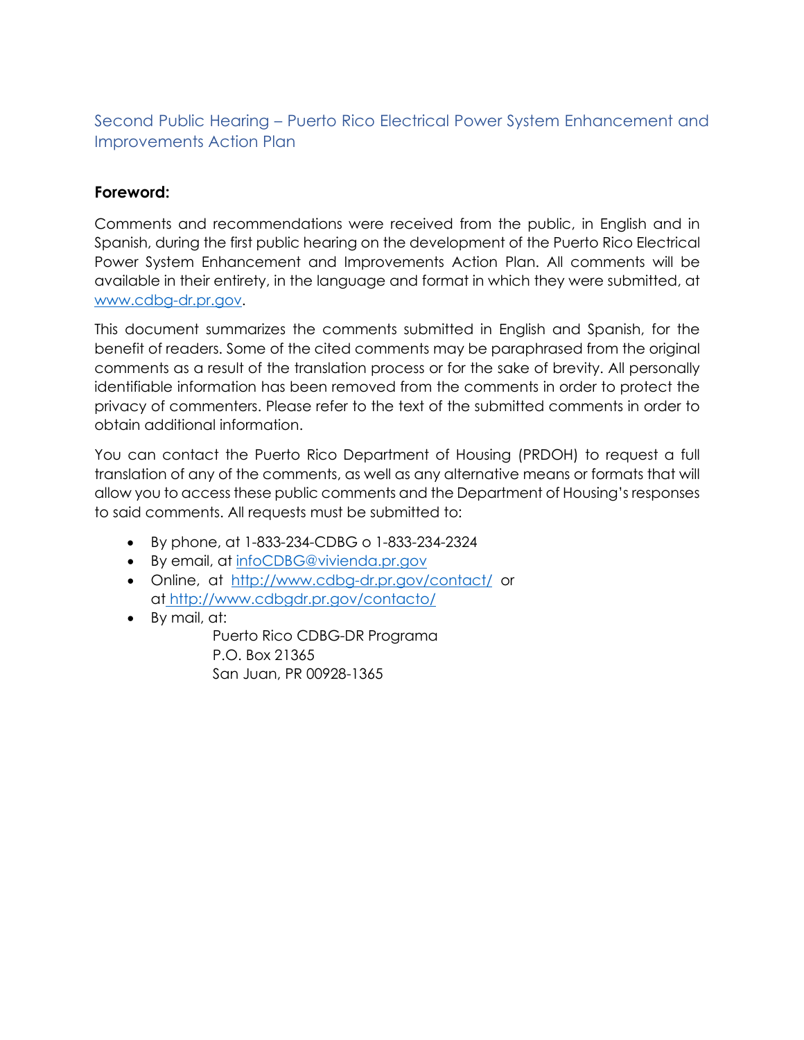# Second Public Hearing – Puerto Rico Electrical Power System Enhancement and Improvements Action Plan

**Foreword:**

Comments and recommendations were received from the public, in English and in Spanish, during the first public hearing on the development of the Puerto Rico Electrical Power System Enhancement and Improvements Action Plan. All comments will be available in their entirety, in the language and format in which they were submitted, at www.cdbg-dr.pr.gov.

This document summarizes the comments submitted in English and Spanish, for the benefit of readers. Some of the cited comments may be paraphrased from the original comments as a result of the translation process or for the sake of brevity. All personally identifiable information has been removed from the comments in order to protect the privacy of commenters. Please refer to the text of the submitted comments in order to obtain additional information.

You can contact the Puerto Rico Department of Housing (PRDOH) to request a full translation of any of the comments, as well as any alternative means or formats that will allow you to access these public comments and the Department of Housing's responses to said comments. All requests must be submitted to:

- By phone, at 1-833-234-CDBG o 1-833-234-2324
- By email, at infoCDBG@vivienda.pr.gov
- Online, at http://www.cdbg-dr.pr.gov/contact/ or at http://www.cdbgdr.pr.gov/contacto/
- By mail, at:

  Puerto Rico CDBG-DR Programa
  P.O. Box 21365
  San Juan, PR 00928-1365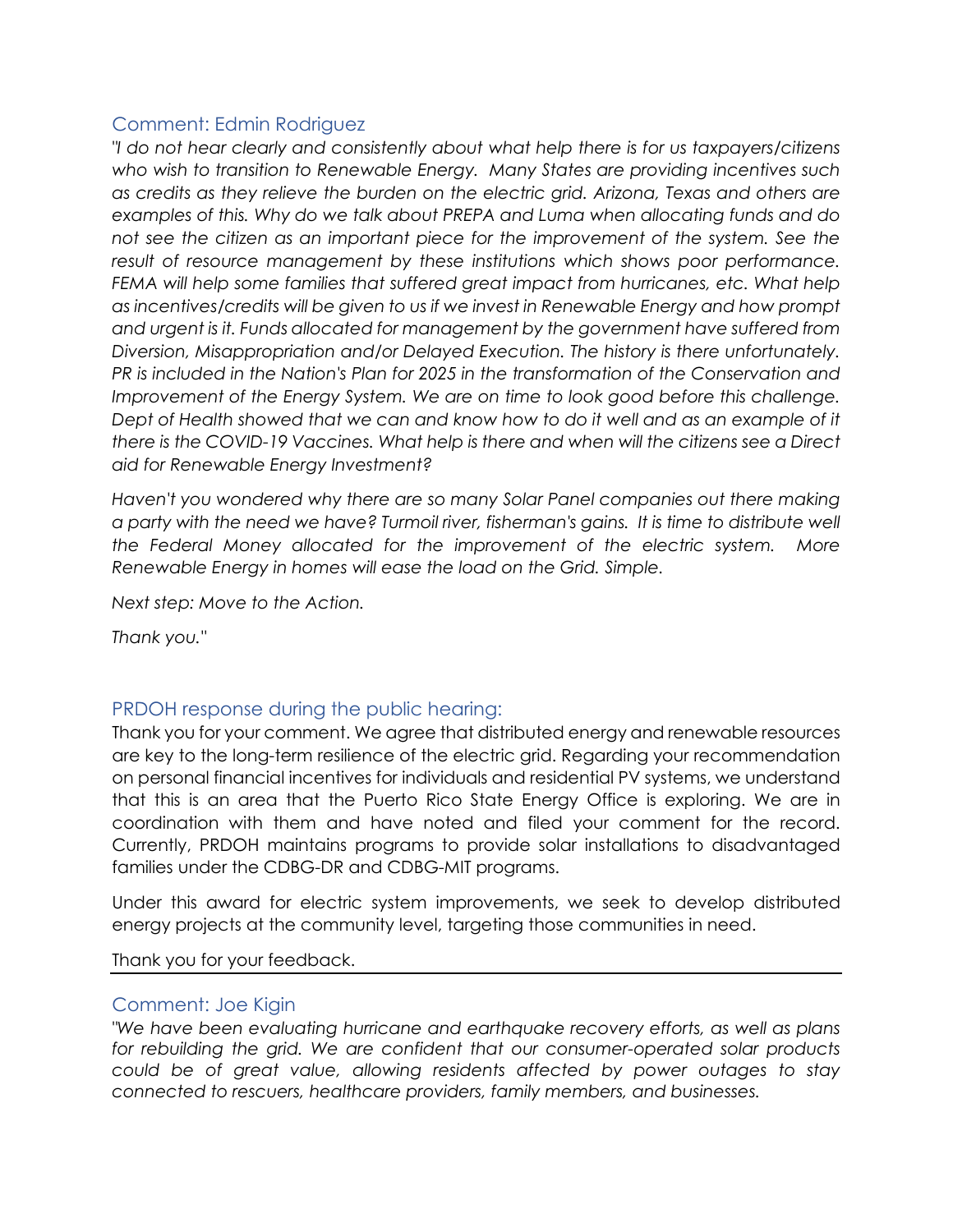## Comment: Edmin Rodriguez

*"I do not hear clearly and consistently about what help there is for us taxpayers/citizens who wish to transition to Renewable Energy. Many States are providing incentives such as credits as they relieve the burden on the electric grid. Arizona, Texas and others are examples of this. Why do we talk about PREPA and Luma when allocating funds and do not see the citizen as an important piece for the improvement of the system. See the result of resource management by these institutions which shows poor performance. FEMA will help some families that suffered great impact from hurricanes, etc. What help as incentives/credits will be given to us if we invest in Renewable Energy and how prompt and urgent is it. Funds allocated for management by the government have suffered from Diversion, Misappropriation and/or Delayed Execution. The history is there unfortunately. PR is included in the Nation's Plan for 2025 in the transformation of the Conservation and Improvement of the Energy System. We are on time to look good before this challenge. Dept of Health showed that we can and know how to do it well and as an example of it there is the COVID-19 Vaccines. What help is there and when will the citizens see a Direct aid for Renewable Energy Investment?*

*Haven't you wondered why there are so many Solar Panel companies out there making a party with the need we have? Turmoil river, fisherman's gains. It is time to distribute well the Federal Money allocated for the improvement of the electric system. More Renewable Energy in homes will ease the load on the Grid. Simple.*

*Next step: Move to the Action.*

*Thank you."*

## PRDOH response during the public hearing:

Thank you for your comment. We agree that distributed energy and renewable resources are key to the long-term resilience of the electric grid. Regarding your recommendation on personal financial incentives for individuals and residential PV systems, we understand that this is an area that the Puerto Rico State Energy Office is exploring. We are in coordination with them and have noted and filed your comment for the record. Currently, PRDOH maintains programs to provide solar installations to disadvantaged families under the CDBG-DR and CDBG-MIT programs.

Under this award for electric system improvements, we seek to develop distributed energy projects at the community level, targeting those communities in need.

Thank you for your feedback.

---

## Comment: Joe Kigin

*"We have been evaluating hurricane and earthquake recovery efforts, as well as plans for rebuilding the grid. We are confident that our consumer-operated solar products could be of great value, allowing residents affected by power outages to stay connected to rescuers, healthcare providers, family members, and businesses.*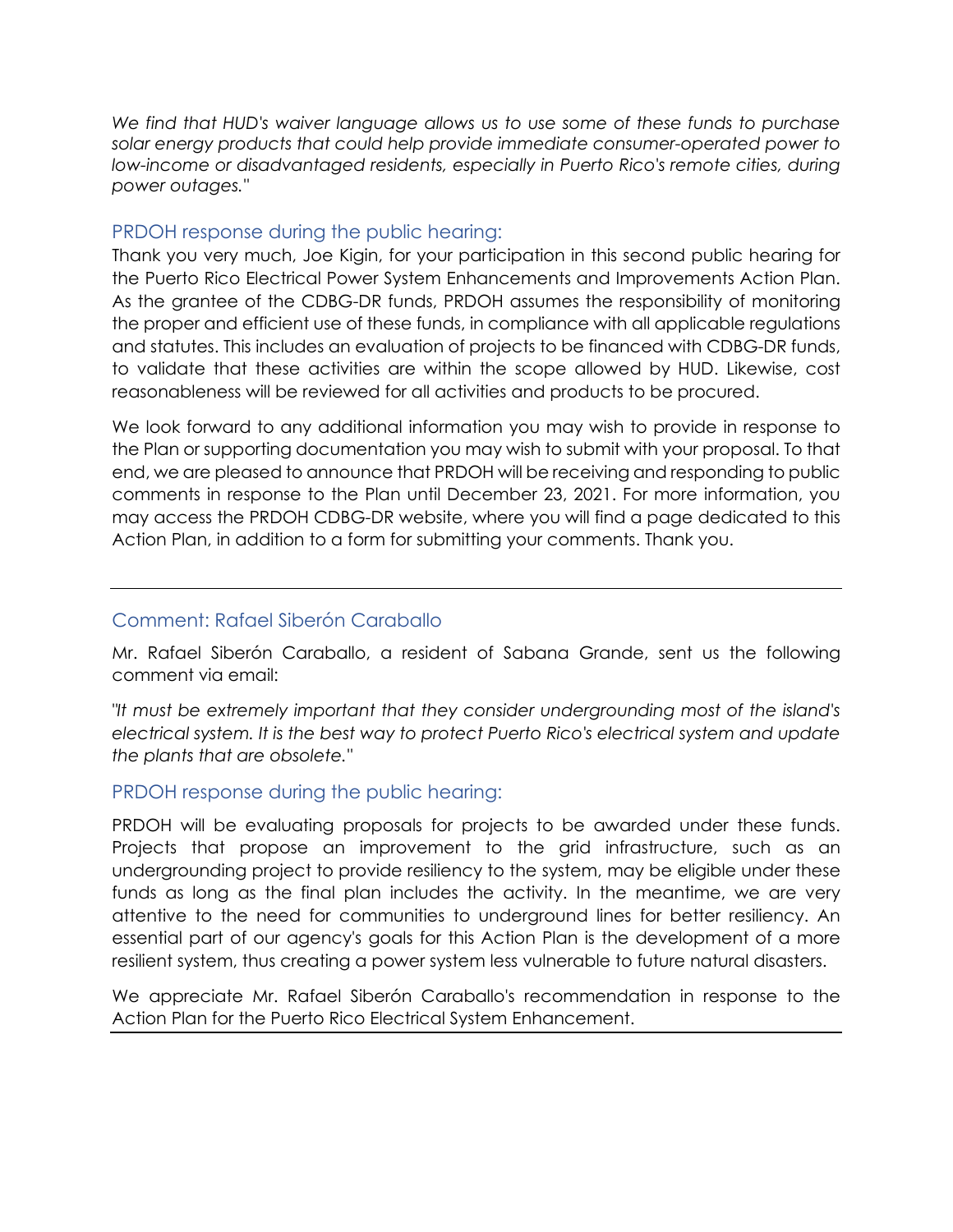*We find that HUD's waiver language allows us to use some of these funds to purchase solar energy products that could help provide immediate consumer-operated power to low-income or disadvantaged residents, especially in Puerto Rico's remote cities, during power outages."*

### PRDOH response during the public hearing:

Thank you very much, Joe Kigin, for your participation in this second public hearing for the Puerto Rico Electrical Power System Enhancements and Improvements Action Plan. As the grantee of the CDBG-DR funds, PRDOH assumes the responsibility of monitoring the proper and efficient use of these funds, in compliance with all applicable regulations and statutes. This includes an evaluation of projects to be financed with CDBG-DR funds, to validate that these activities are within the scope allowed by HUD. Likewise, cost reasonableness will be reviewed for all activities and products to be procured.

We look forward to any additional information you may wish to provide in response to the Plan or supporting documentation you may wish to submit with your proposal. To that end, we are pleased to announce that PRDOH will be receiving and responding to public comments in response to the Plan until December 23, 2021. For more information, you may access the PRDOH CDBG-DR website, where you will find a page dedicated to this Action Plan, in addition to a form for submitting your comments. Thank you.

---

## Comment: Rafael Siberón Caraballo

Mr. Rafael Siberón Caraballo, a resident of Sabana Grande, sent us the following comment via email:

*"It must be extremely important that they consider undergrounding most of the island's electrical system. It is the best way to protect Puerto Rico's electrical system and update the plants that are obsolete."*

### PRDOH response during the public hearing:

PRDOH will be evaluating proposals for projects to be awarded under these funds. Projects that propose an improvement to the grid infrastructure, such as an undergrounding project to provide resiliency to the system, may be eligible under these funds as long as the final plan includes the activity. In the meantime, we are very attentive to the need for communities to underground lines for better resiliency. An essential part of our agency's goals for this Action Plan is the development of a more resilient system, thus creating a power system less vulnerable to future natural disasters.

We appreciate Mr. Rafael Siberón Caraballo's recommendation in response to the Action Plan for the Puerto Rico Electrical System Enhancement.

---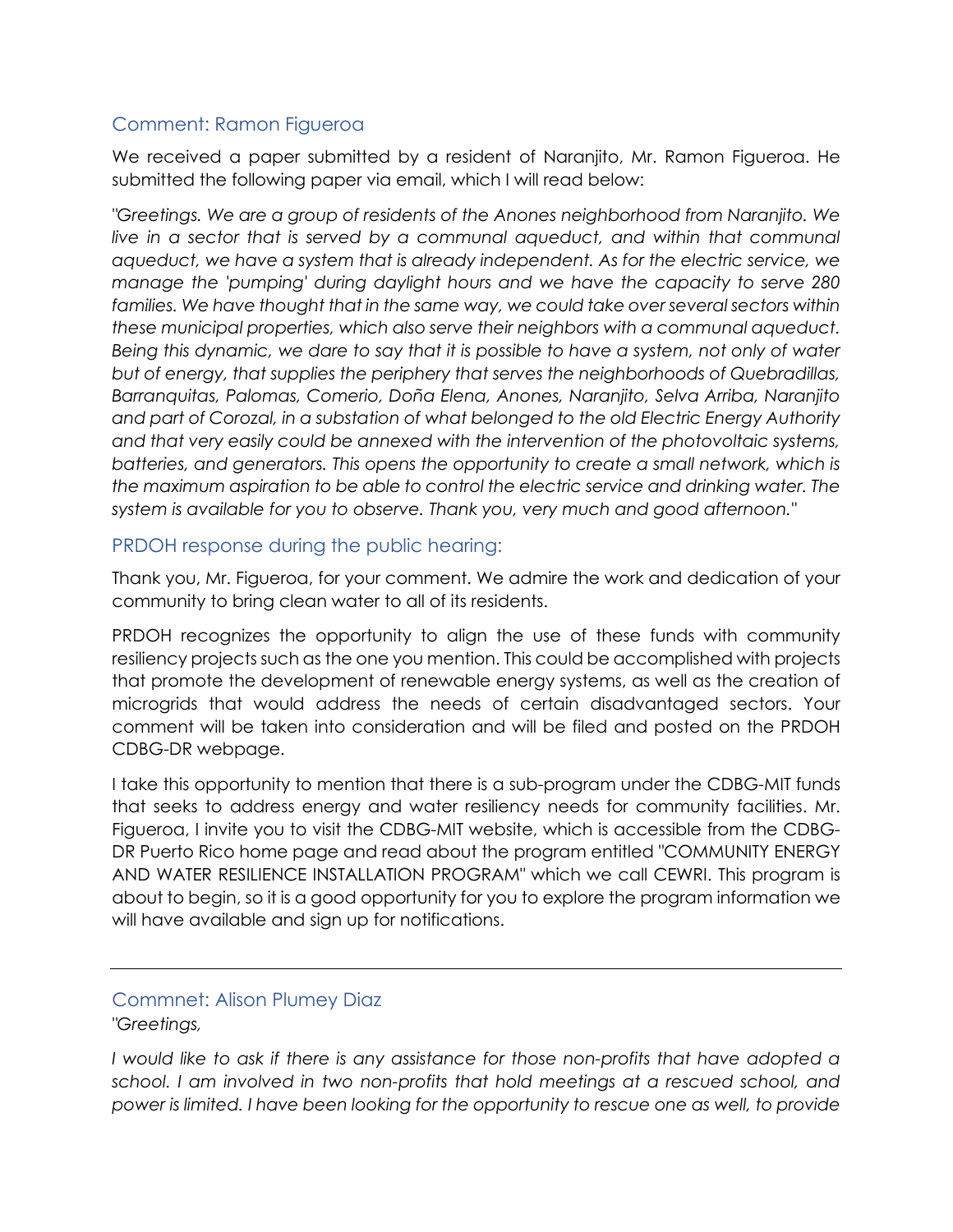## Comment: Ramon Figueroa

We received a paper submitted by a resident of Naranjito, Mr. Ramon Figueroa. He submitted the following paper via email, which I will read below:

*"Greetings. We are a group of residents of the Anones neighborhood from Naranjito. We live in a sector that is served by a communal aqueduct, and within that communal aqueduct, we have a system that is already independent. As for the electric service, we manage the 'pumping' during daylight hours and we have the capacity to serve 280 families. We have thought that in the same way, we could take over several sectors within these municipal properties, which also serve their neighbors with a communal aqueduct. Being this dynamic, we dare to say that it is possible to have a system, not only of water but of energy, that supplies the periphery that serves the neighborhoods of Quebradillas, Barranquitas, Palomas, Comerio, Doña Elena, Anones, Naranjito, Selva Arriba, Naranjito and part of Corozal, in a substation of what belonged to the old Electric Energy Authority and that very easily could be annexed with the intervention of the photovoltaic systems, batteries, and generators. This opens the opportunity to create a small network, which is the maximum aspiration to be able to control the electric service and drinking water. The system is available for you to observe. Thank you, very much and good afternoon."*

## PRDOH response during the public hearing:

Thank you, Mr. Figueroa, for your comment. We admire the work and dedication of your community to bring clean water to all of its residents.

PRDOH recognizes the opportunity to align the use of these funds with community resiliency projects such as the one you mention. This could be accomplished with projects that promote the development of renewable energy systems, as well as the creation of microgrids that would address the needs of certain disadvantaged sectors. Your comment will be taken into consideration and will be filed and posted on the PRDOH CDBG-DR webpage.

I take this opportunity to mention that there is a sub-program under the CDBG-MIT funds that seeks to address energy and water resiliency needs for community facilities. Mr. Figueroa, I invite you to visit the CDBG-MIT website, which is accessible from the CDBG-DR Puerto Rico home page and read about the program entitled "COMMUNITY ENERGY AND WATER RESILIENCE INSTALLATION PROGRAM" which we call CEWRI. This program is about to begin, so it is a good opportunity for you to explore the program information we will have available and sign up for notifications.

---

## Commnet: Alison Plumey Diaz

*"Greetings,*

*I would like to ask if there is any assistance for those non-profits that have adopted a school. I am involved in two non-profits that hold meetings at a rescued school, and power is limited. I have been looking for the opportunity to rescue one as well, to provide*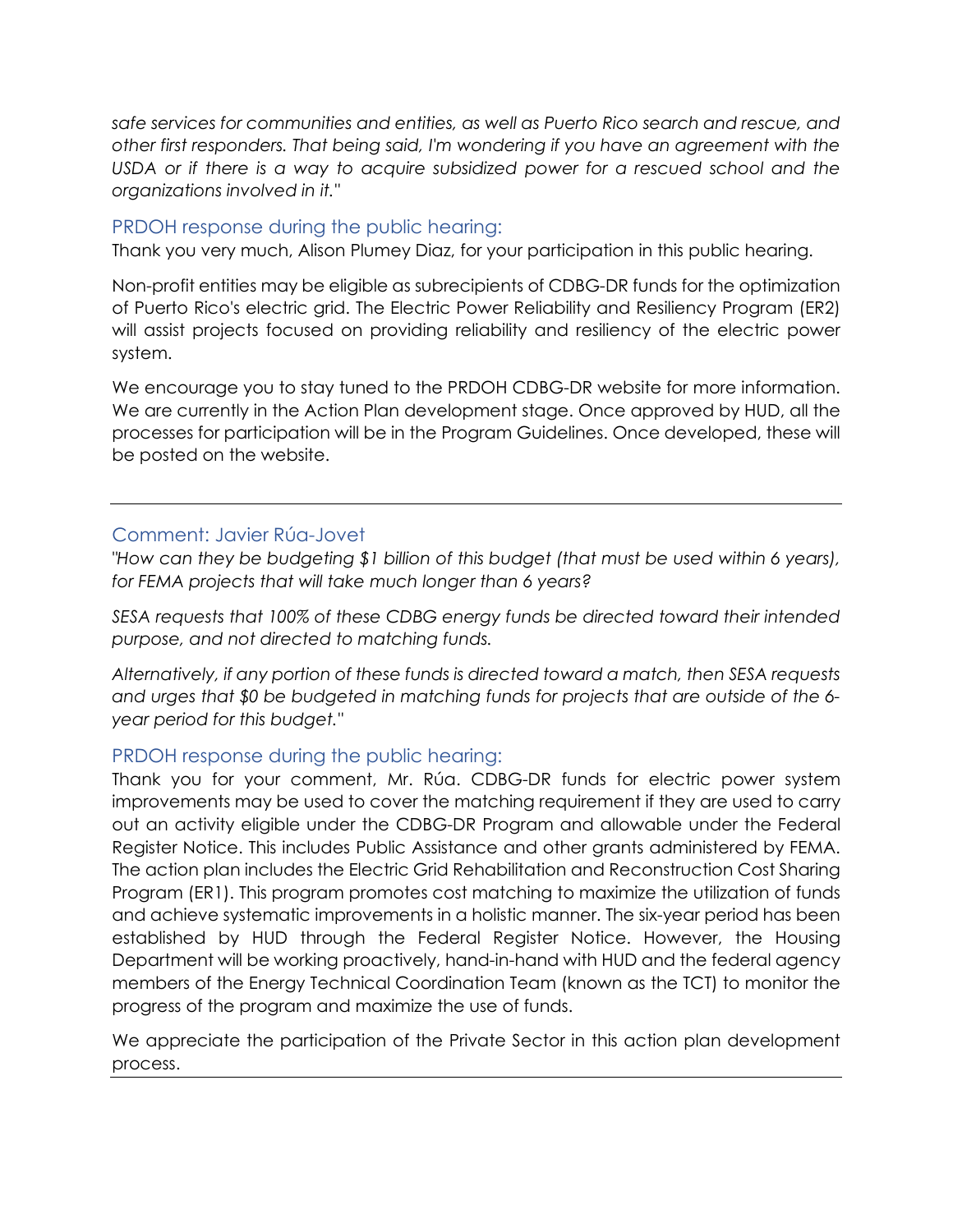*safe services for communities and entities, as well as Puerto Rico search and rescue, and other first responders. That being said, I'm wondering if you have an agreement with the USDA or if there is a way to acquire subsidized power for a rescued school and the organizations involved in it."*

### PRDOH response during the public hearing:

Thank you very much, Alison Plumey Diaz, for your participation in this public hearing.

Non-profit entities may be eligible as subrecipients of CDBG-DR funds for the optimization of Puerto Rico's electric grid. The Electric Power Reliability and Resiliency Program (ER2) will assist projects focused on providing reliability and resiliency of the electric power system.

We encourage you to stay tuned to the PRDOH CDBG-DR website for more information. We are currently in the Action Plan development stage. Once approved by HUD, all the processes for participation will be in the Program Guidelines. Once developed, these will be posted on the website.

---

### Comment: Javier Rúa-Jovet

*"How can they be budgeting $1 billion of this budget (that must be used within 6 years), for FEMA projects that will take much longer than 6 years?*

*SESA requests that 100% of these CDBG energy funds be directed toward their intended purpose, and not directed to matching funds.*

*Alternatively, if any portion of these funds is directed toward a match, then SESA requests and urges that $0 be budgeted in matching funds for projects that are outside of the 6-year period for this budget."*

### PRDOH response during the public hearing:

Thank you for your comment, Mr. Rúa. CDBG-DR funds for electric power system improvements may be used to cover the matching requirement if they are used to carry out an activity eligible under the CDBG-DR Program and allowable under the Federal Register Notice. This includes Public Assistance and other grants administered by FEMA. The action plan includes the Electric Grid Rehabilitation and Reconstruction Cost Sharing Program (ER1). This program promotes cost matching to maximize the utilization of funds and achieve systematic improvements in a holistic manner. The six-year period has been established by HUD through the Federal Register Notice. However, the Housing Department will be working proactively, hand-in-hand with HUD and the federal agency members of the Energy Technical Coordination Team (known as the TCT) to monitor the progress of the program and maximize the use of funds.

We appreciate the participation of the Private Sector in this action plan development process.

---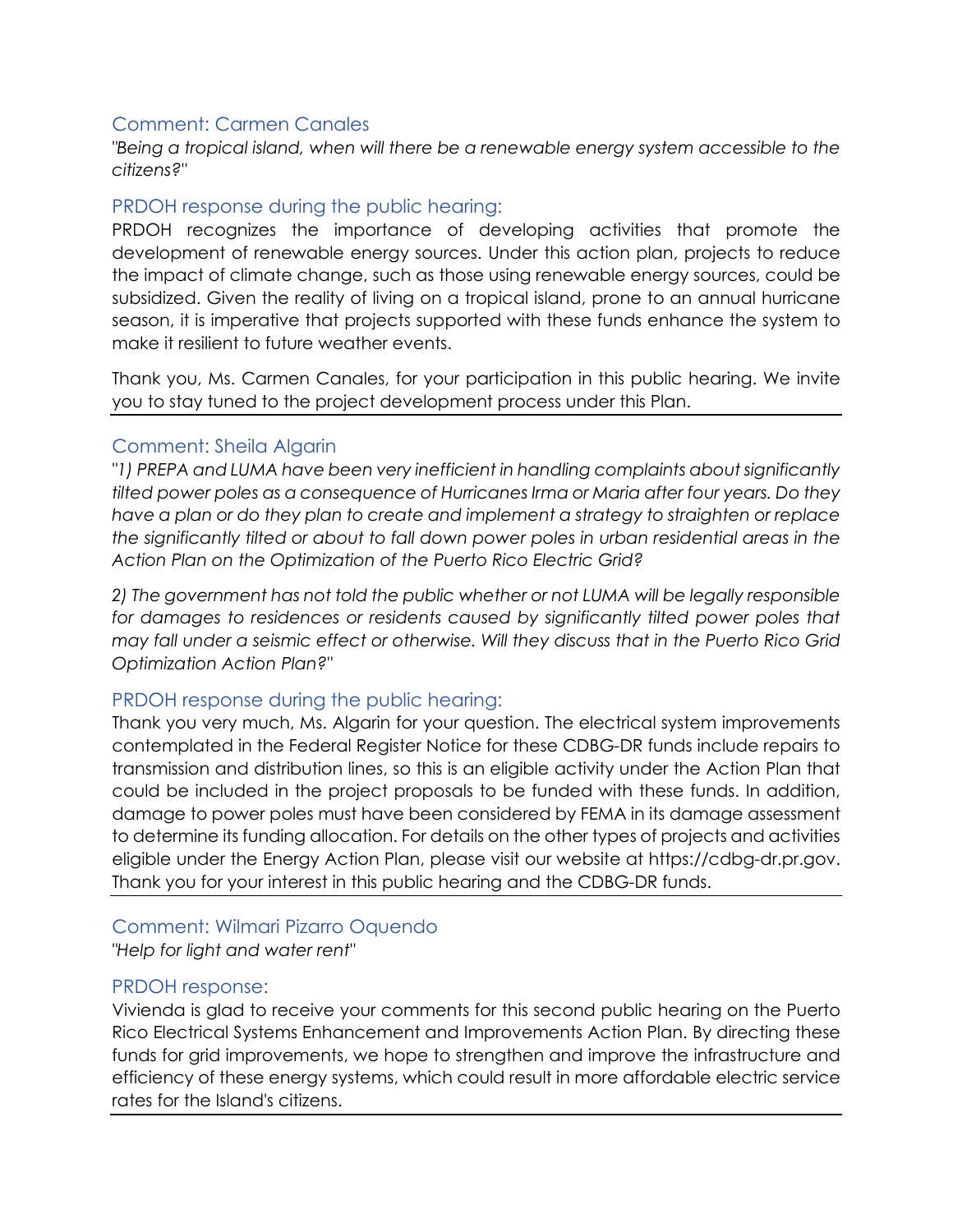### Comment: Carmen Canales

*"Being a tropical island, when will there be a renewable energy system accessible to the citizens?"*

### PRDOH response during the public hearing:

PRDOH recognizes the importance of developing activities that promote the development of renewable energy sources. Under this action plan, projects to reduce the impact of climate change, such as those using renewable energy sources, could be subsidized. Given the reality of living on a tropical island, prone to an annual hurricane season, it is imperative that projects supported with these funds enhance the system to make it resilient to future weather events.

Thank you, Ms. Carmen Canales, for your participation in this public hearing. We invite you to stay tuned to the project development process under this Plan.

---

### Comment: Sheila Algarin

"*1) PREPA and LUMA have been very inefficient in handling complaints about significantly tilted power poles as a consequence of Hurricanes Irma or Maria after four years. Do they have a plan or do they plan to create and implement a strategy to straighten or replace the significantly tilted or about to fall down power poles in urban residential areas in the Action Plan on the Optimization of the Puerto Rico Electric Grid?*

*2) The government has not told the public whether or not LUMA will be legally responsible for damages to residences or residents caused by significantly tilted power poles that may fall under a seismic effect or otherwise. Will they discuss that in the Puerto Rico Grid Optimization Action Plan?*"

### PRDOH response during the public hearing:

Thank you very much, Ms. Algarin for your question. The electrical system improvements contemplated in the Federal Register Notice for these CDBG-DR funds include repairs to transmission and distribution lines, so this is an eligible activity under the Action Plan that could be included in the project proposals to be funded with these funds. In addition, damage to power poles must have been considered by FEMA in its damage assessment to determine its funding allocation. For details on the other types of projects and activities eligible under the Energy Action Plan, please visit our website at https://cdbg-dr.pr.gov. Thank you for your interest in this public hearing and the CDBG-DR funds.

---

### Comment: Wilmari Pizarro Oquendo

*"Help for light and water rent"*

### PRDOH response:

Vivienda is glad to receive your comments for this second public hearing on the Puerto Rico Electrical Systems Enhancement and Improvements Action Plan. By directing these funds for grid improvements, we hope to strengthen and improve the infrastructure and efficiency of these energy systems, which could result in more affordable electric service rates for the Island's citizens.

---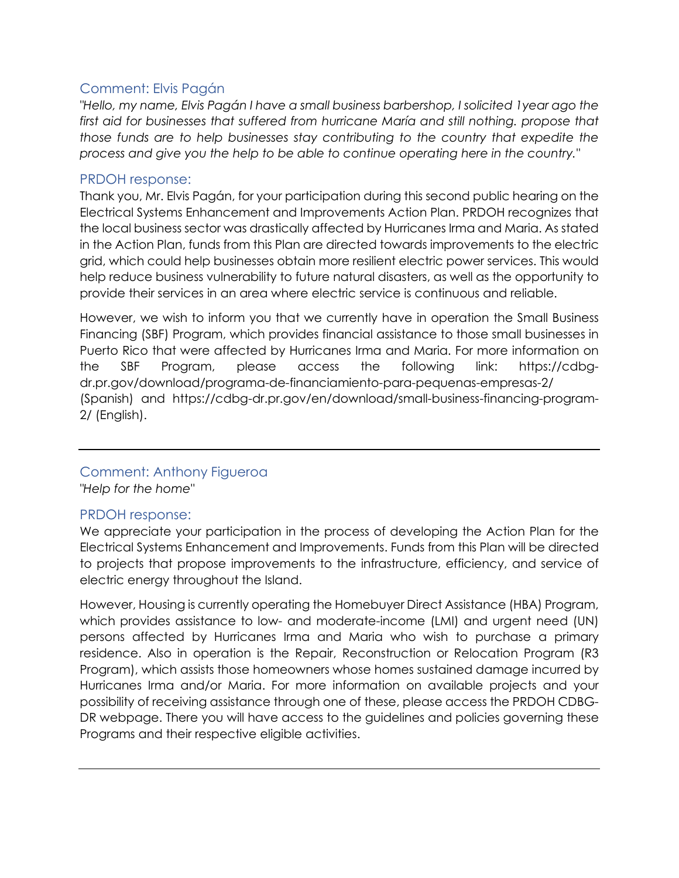### Comment: Elvis Pagán

*"Hello, my name, Elvis Pagán I have a small business barbershop, I solicited 1year ago the first aid for businesses that suffered from hurricane María and still nothing. propose that those funds are to help businesses stay contributing to the country that expedite the process and give you the help to be able to continue operating here in the country."*

### PRDOH response:

Thank you, Mr. Elvis Pagán, for your participation during this second public hearing on the Electrical Systems Enhancement and Improvements Action Plan. PRDOH recognizes that the local business sector was drastically affected by Hurricanes Irma and Maria. As stated in the Action Plan, funds from this Plan are directed towards improvements to the electric grid, which could help businesses obtain more resilient electric power services. This would help reduce business vulnerability to future natural disasters, as well as the opportunity to provide their services in an area where electric service is continuous and reliable.

However, we wish to inform you that we currently have in operation the Small Business Financing (SBF) Program, which provides financial assistance to those small businesses in Puerto Rico that were affected by Hurricanes Irma and Maria. For more information on the SBF Program, please access the following link: https://cdbg-dr.pr.gov/download/programa-de-financiamiento-para-pequenas-empresas-2/ (Spanish) and https://cdbg-dr.pr.gov/en/download/small-business-financing-program-2/ (English).

---

### Comment: Anthony Figueroa

*"Help for the home"*

### PRDOH response:

We appreciate your participation in the process of developing the Action Plan for the Electrical Systems Enhancement and Improvements. Funds from this Plan will be directed to projects that propose improvements to the infrastructure, efficiency, and service of electric energy throughout the Island.

However, Housing is currently operating the Homebuyer Direct Assistance (HBA) Program, which provides assistance to low- and moderate-income (LMI) and urgent need (UN) persons affected by Hurricanes Irma and Maria who wish to purchase a primary residence. Also in operation is the Repair, Reconstruction or Relocation Program (R3 Program), which assists those homeowners whose homes sustained damage incurred by Hurricanes Irma and/or Maria. For more information on available projects and your possibility of receiving assistance through one of these, please access the PRDOH CDBG-DR webpage. There you will have access to the guidelines and policies governing these Programs and their respective eligible activities.

---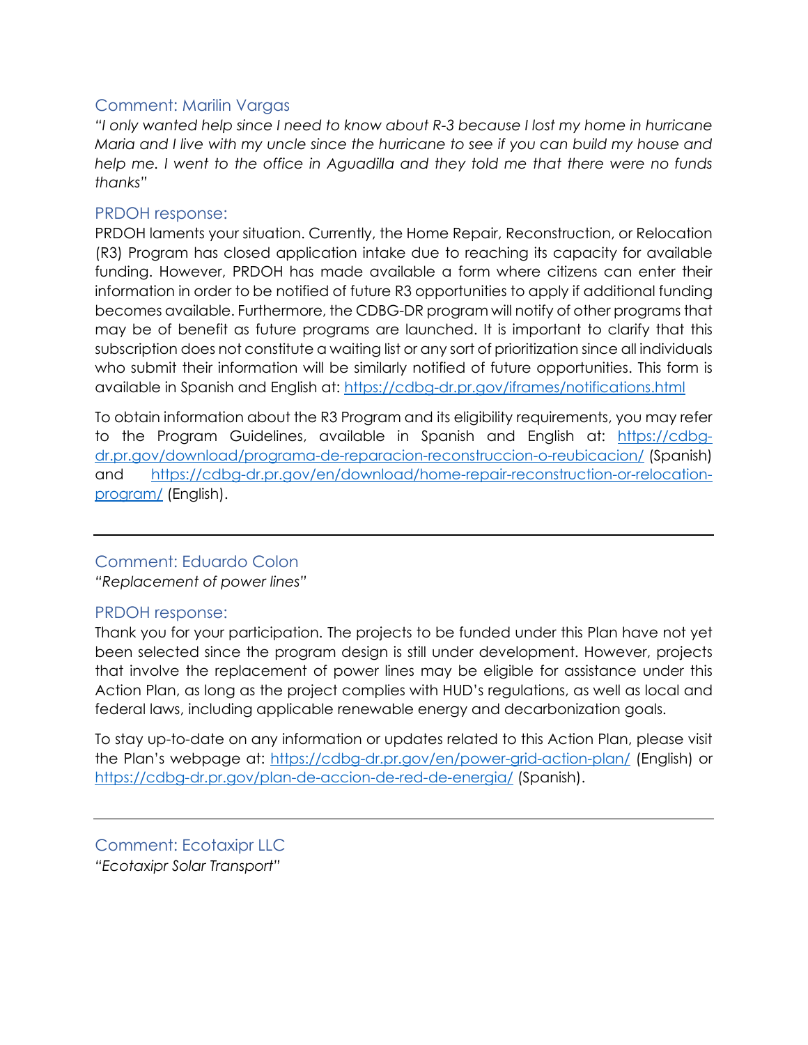### Comment: Marilin Vargas

*"I only wanted help since I need to know about R-3 because I lost my home in hurricane Maria and I live with my uncle since the hurricane to see if you can build my house and help me. I went to the office in Aguadilla and they told me that there were no funds thanks"*

### PRDOH response:

PRDOH laments your situation. Currently, the Home Repair, Reconstruction, or Relocation (R3) Program has closed application intake due to reaching its capacity for available funding. However, PRDOH has made available a form where citizens can enter their information in order to be notified of future R3 opportunities to apply if additional funding becomes available. Furthermore, the CDBG-DR program will notify of other programs that may be of benefit as future programs are launched. It is important to clarify that this subscription does not constitute a waiting list or any sort of prioritization since all individuals who submit their information will be similarly notified of future opportunities. This form is available in Spanish and English at: https://cdbg-dr.pr.gov/iframes/notifications.html

To obtain information about the R3 Program and its eligibility requirements, you may refer to the Program Guidelines, available in Spanish and English at: https://cdbg-dr.pr.gov/download/programa-de-reparacion-reconstruccion-o-reubicacion/ (Spanish) and https://cdbg-dr.pr.gov/en/download/home-repair-reconstruction-or-relocation-program/ (English).

---

### Comment: Eduardo Colon

*"Replacement of power lines"*

### PRDOH response:

Thank you for your participation. The projects to be funded under this Plan have not yet been selected since the program design is still under development. However, projects that involve the replacement of power lines may be eligible for assistance under this Action Plan, as long as the project complies with HUD's regulations, as well as local and federal laws, including applicable renewable energy and decarbonization goals.

To stay up-to-date on any information or updates related to this Action Plan, please visit the Plan's webpage at: https://cdbg-dr.pr.gov/en/power-grid-action-plan/ (English) or https://cdbg-dr.pr.gov/plan-de-accion-de-red-de-energia/ (Spanish).

---

### Comment: Ecotaxipr LLC

*"Ecotaxipr Solar Transport"*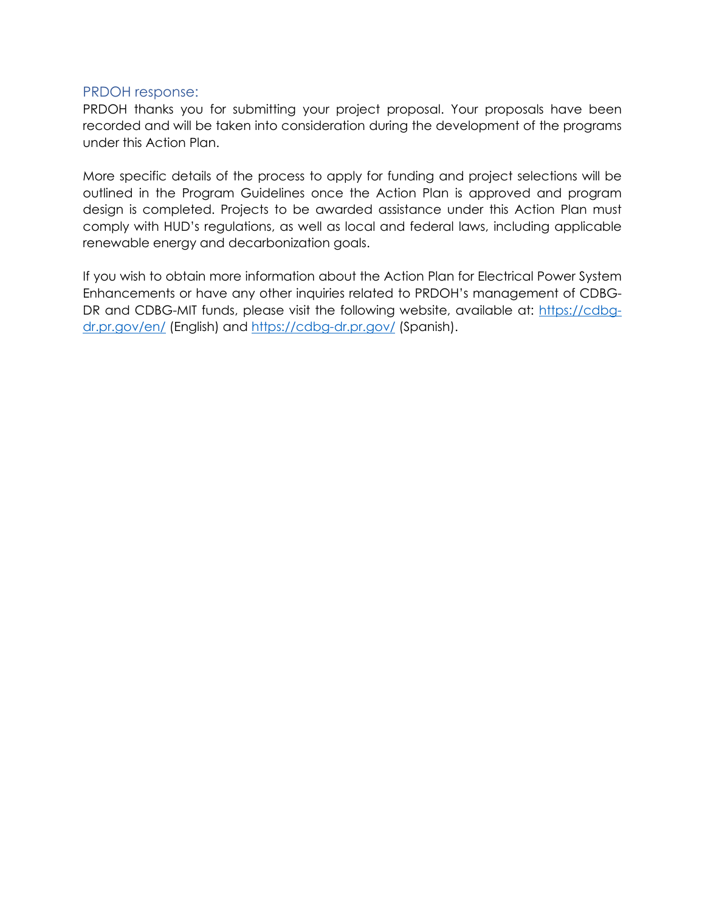### PRDOH response:

PRDOH thanks you for submitting your project proposal. Your proposals have been recorded and will be taken into consideration during the development of the programs under this Action Plan.

More specific details of the process to apply for funding and project selections will be outlined in the Program Guidelines once the Action Plan is approved and program design is completed. Projects to be awarded assistance under this Action Plan must comply with HUD's regulations, as well as local and federal laws, including applicable renewable energy and decarbonization goals.

If you wish to obtain more information about the Action Plan for Electrical Power System Enhancements or have any other inquiries related to PRDOH's management of CDBG-DR and CDBG-MIT funds, please visit the following website, available at: [https://cdbg-dr.pr.gov/en/](https://cdbg-dr.pr.gov/en/) (English) and [https://cdbg-dr.pr.gov/](https://cdbg-dr.pr.gov/) (Spanish).